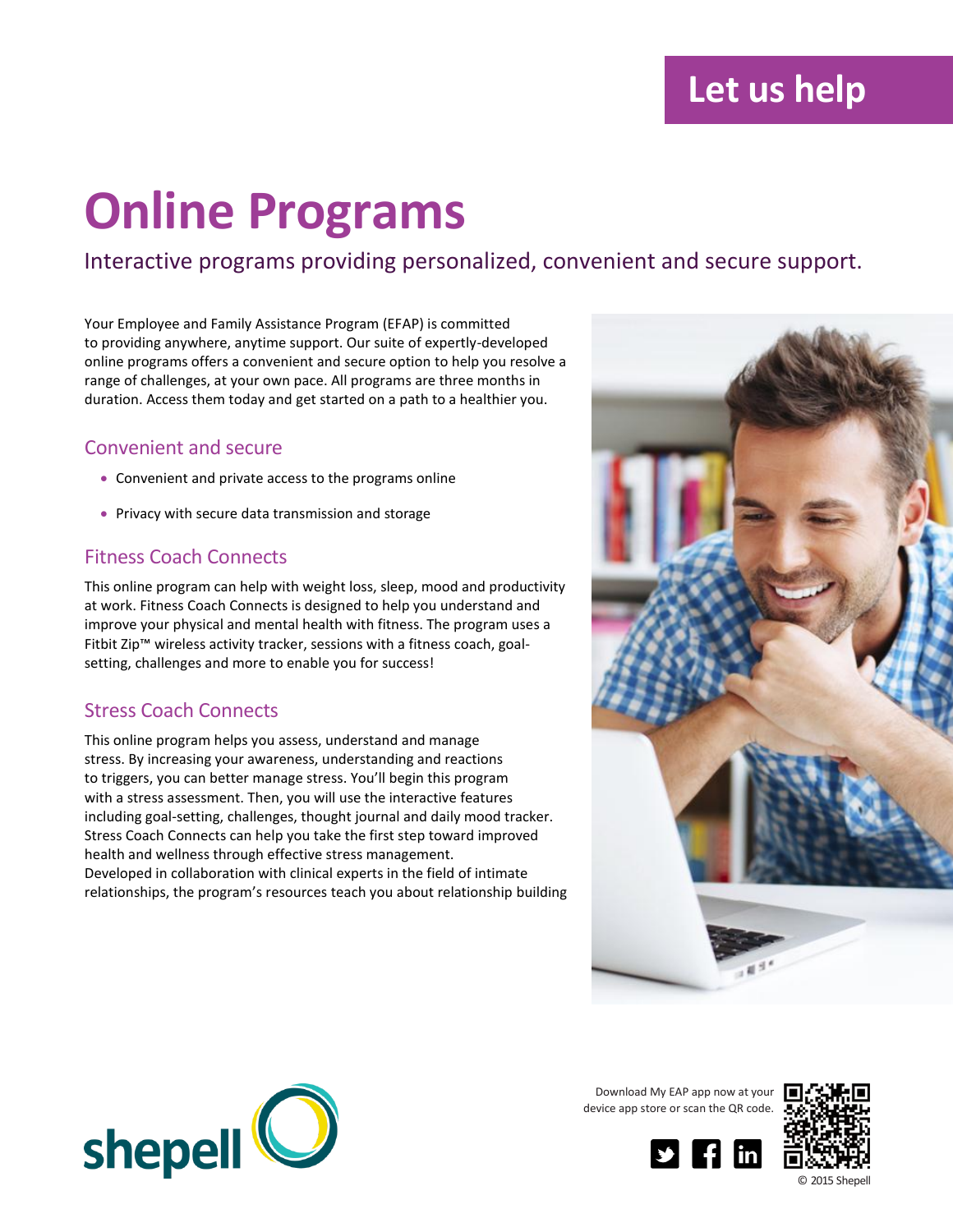Let us help

# Online Programs

Interactive programs providing personalized, convenient and secure support.

Your Employee and Family Assistance Program (EFAP) is committed to providing anywhere, anytime support. Our suite of expertly-developed online programs offers a convenient and secure option to help you resolve a range of challenges, at your own pace. All programs are three months in duration. Access them today and get started on a path to a healthier you.

## Convenient and secure

- Convenient and private access to the programs online
- Privacy with secure data transmission and storage

## Fitness Coach Connects

This online program can help with weight loss, sleep, mood and productivity at work. Fitness Coach Connects is designed to help you understand and improve your physical and mental health with fitness. The program uses a Fitbit Zip™ wireless activity tracker, sessions with a fitness coach, goal-setting, challenges and more to enable you for success!

## Stress Coach Connects

This online program helps you assess, understand and manage stress. By increasing your awareness, understanding and reactions to triggers, you can better manage stress. You'll begin this program with a stress assessment. Then, you will use the interactive features including goal-setting, challenges, thought journal and daily mood tracker. Stress Coach Connects can help you take the first step toward improved health and wellness through effective stress management.
Developed in collaboration with clinical experts in the field of intimate relationships, the program's resources teach you about relationship building

shepell

Download My EAP app now at your device app store or scan the QR code.

© 2015 Shepell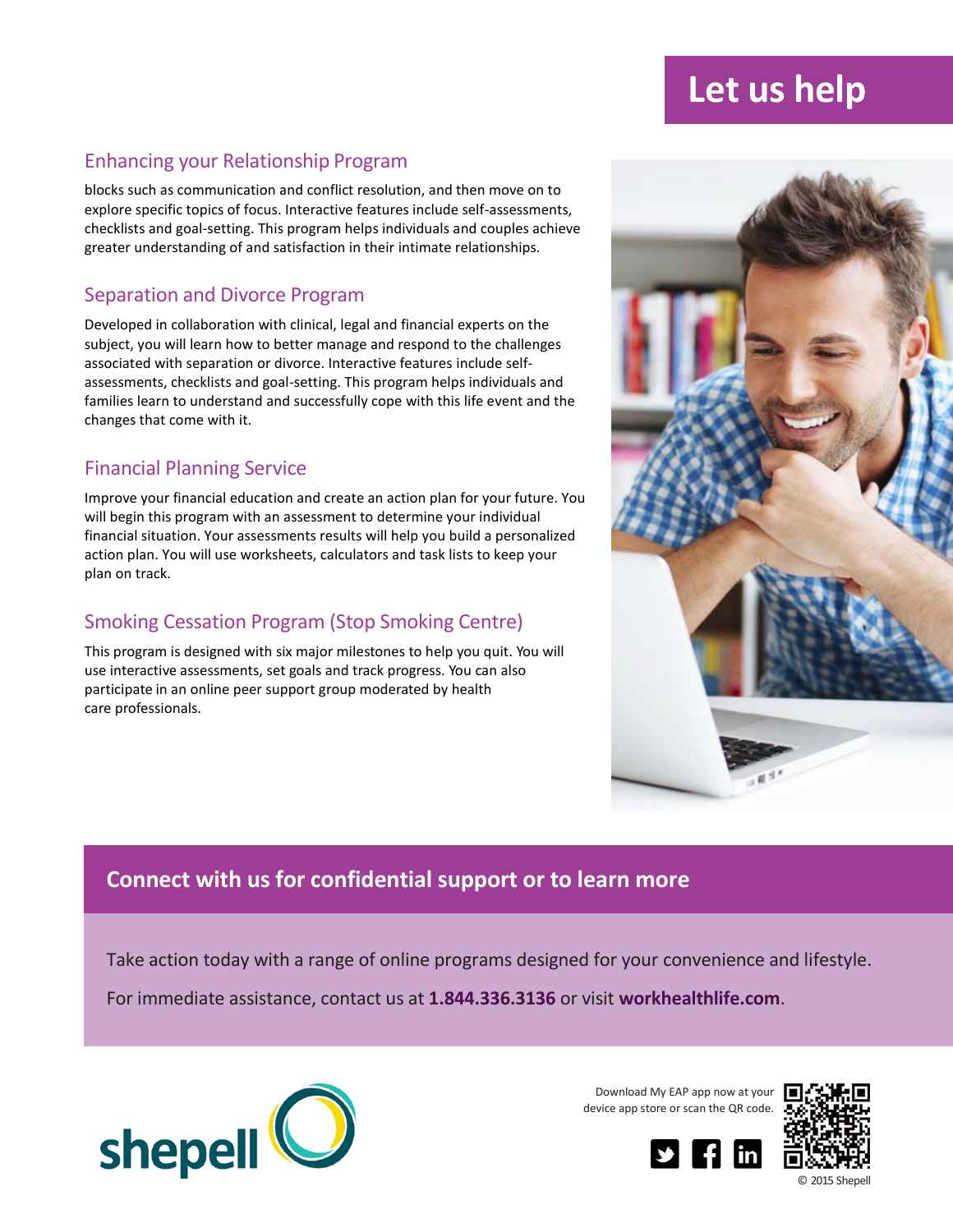# Let us help

## Enhancing your Relationship Program

blocks such as communication and conflict resolution, and then move on to explore specific topics of focus. Interactive features include self-assessments, checklists and goal-setting. This program helps individuals and couples achieve greater understanding of and satisfaction in their intimate relationships.

## Separation and Divorce Program

Developed in collaboration with clinical, legal and financial experts on the subject, you will learn how to better manage and respond to the challenges associated with separation or divorce. Interactive features include self-assessments, checklists and goal-setting. This program helps individuals and families learn to understand and successfully cope with this life event and the changes that come with it.

## Financial Planning Service

Improve your financial education and create an action plan for your future. You will begin this program with an assessment to determine your individual financial situation. Your assessments results will help you build a personalized action plan. You will use worksheets, calculators and task lists to keep your plan on track.

## Smoking Cessation Program (Stop Smoking Centre)

This program is designed with six major milestones to help you quit. You will use interactive assessments, set goals and track progress. You can also participate in an online peer support group moderated by health care professionals.

## Connect with us for confidential support or to learn more

Take action today with a range of online programs designed for your convenience and lifestyle.

For immediate assistance, contact us at **1.844.336.3136** or visit **workhealthlife.com**.

shepell

Download My EAP app now at your device app store or scan the QR code.

© 2015 Shepell